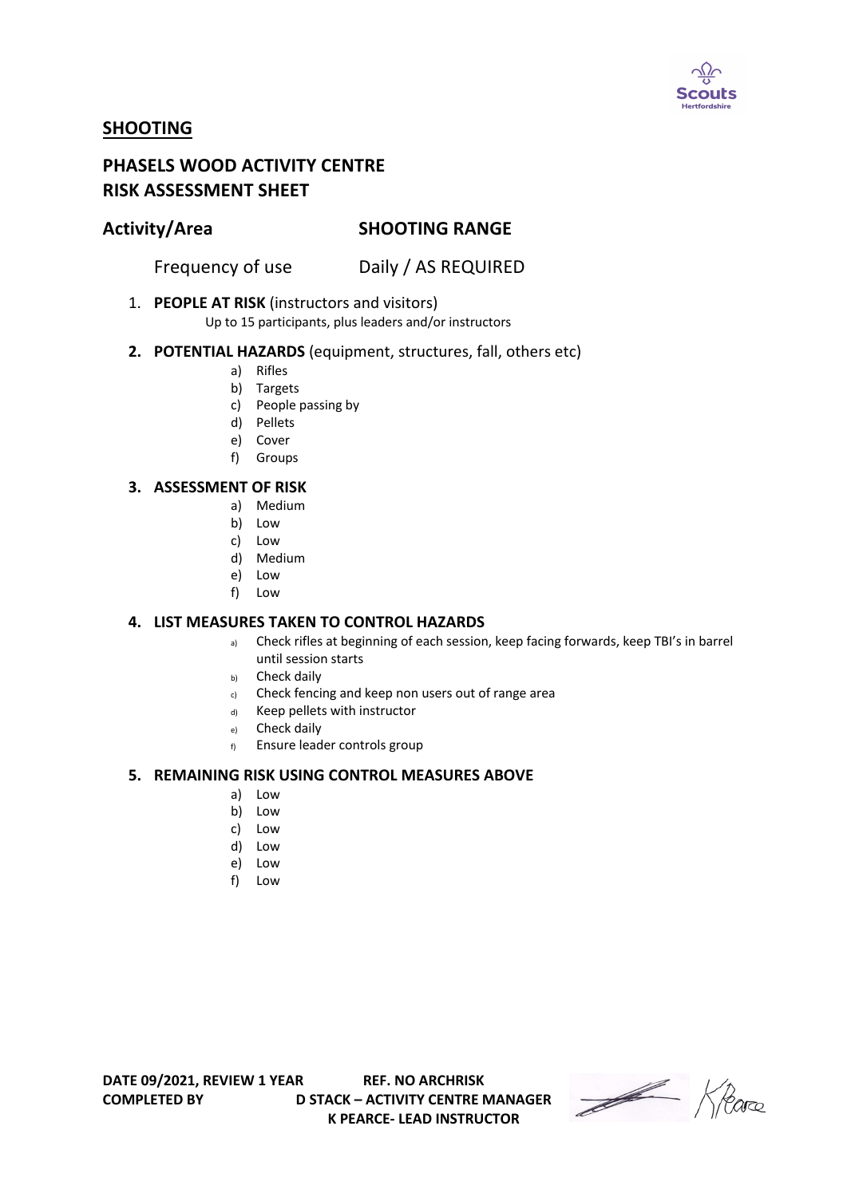## SHOOTING

## PHASELS WOOD ACTIVITY CENTRE
## RISK ASSESSMENT SHEET

**Activity/Area** **SHOOTING RANGE**

Frequency of use Daily / AS REQUIRED

1. **PEOPLE AT RISK** (instructors and visitors)
   Up to 15 participants, plus leaders and/or instructors

2. **POTENTIAL HAZARDS** (equipment, structures, fall, others etc)
   a) Rifles
   b) Targets
   c) People passing by
   d) Pellets
   e) Cover
   f) Groups

3. **ASSESSMENT OF RISK**
   a) Medium
   b) Low
   c) Low
   d) Medium
   e) Low
   f) Low

4. **LIST MEASURES TAKEN TO CONTROL HAZARDS**
   a) Check rifles at beginning of each session, keep facing forwards, keep TBI's in barrel until session starts
   b) Check daily
   c) Check fencing and keep non users out of range area
   d) Keep pellets with instructor
   e) Check daily
   f) Ensure leader controls group

5. **REMAINING RISK USING CONTROL MEASURES ABOVE**
   a) Low
   b) Low
   c) Low
   d) Low
   e) Low
   f) Low

**DATE 09/2021, REVIEW 1 YEAR** **REF. NO ARCHRISK**
**COMPLETED BY** **D STACK – ACTIVITY CENTRE MANAGER**
**K PEARCE- LEAD INSTRUCTOR**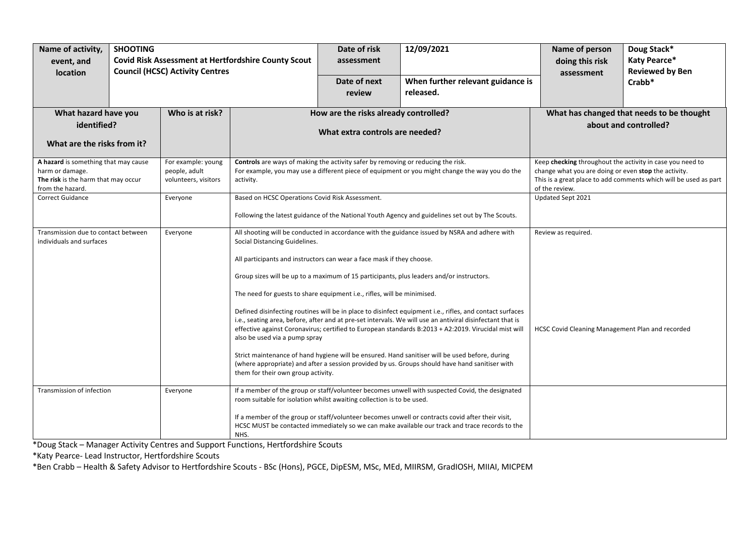| Name of activity, event, and location | SHOOTING<br>Covid Risk Assessment at Hertfordshire County Scout Council (HCSC) Activity Centres | Date of risk assessment | 12/09/2021 | Name of person doing this risk assessment | Doug Stack*<br>Katy Pearce*<br>Reviewed by Ben Crabb* |
|---|---|---|---|---|---|
| | | Date of next review | When further relevant guidance is released. | | |

| What hazard have you identified?<br><br>What are the risks from it? | Who is at risk? | How are the risks already controlled?<br><br>What extra controls are needed? | What has changed that needs to be thought about and controlled? |
|---|---|---|---|
| **A hazard** is something that may cause harm or damage.<br>**The risk** is the harm that may occur from the hazard. | For example: young people, adult volunteers, visitors | **Controls** are ways of making the activity safer by removing or reducing the risk.<br>For example, you may use a different piece of equipment or you might change the way you do the activity. | Keep **checking** throughout the activity in case you need to change what you are doing or even **stop** the activity.<br>This is a great place to add comments which will be used as part of the review. |
| Correct Guidance | Everyone | Based on HCSC Operations Covid Risk Assessment.<br><br>Following the latest guidance of the National Youth Agency and guidelines set out by The Scouts. | Updated Sept 2021 |
| Transmission due to contact between individuals and surfaces | Everyone | All shooting will be conducted in accordance with the guidance issued by NSRA and adhere with Social Distancing Guidelines.<br><br>All participants and instructors can wear a face mask if they choose.<br><br>Group sizes will be up to a maximum of 15 participants, plus leaders and/or instructors.<br><br>The need for guests to share equipment i.e., rifles, will be minimised.<br><br>Defined disinfecting routines will be in place to disinfect equipment i.e., rifles, and contact surfaces i.e., seating area, before, after and at pre-set intervals. We will use an antiviral disinfectant that is effective against Coronavirus; certified to European standards B:2013 + A2:2019. Virucidal mist will also be used via a pump spray<br><br>Strict maintenance of hand hygiene will be ensured. Hand sanitiser will be used before, during (where appropriate) and after a session provided by us. Groups should have hand sanitiser with them for their own group activity. | Review as required.<br><br>HCSC Covid Cleaning Management Plan and recorded |
| Transmission of infection | Everyone | If a member of the group or staff/volunteer becomes unwell with suspected Covid, the designated room suitable for isolation whilst awaiting collection is to be used.<br><br>If a member of the group or staff/volunteer becomes unwell or contracts covid after their visit, HCSC MUST be contacted immediately so we can make available our track and trace records to the NHS. | |

*Doug Stack – Manager Activity Centres and Support Functions, Hertfordshire Scouts

*Katy Pearce- Lead Instructor, Hertfordshire Scouts

*Ben Crabb – Health & Safety Advisor to Hertfordshire Scouts - BSc (Hons), PGCE, DipESM, MSc, MEd, MIIRSM, GradIOSH, MIIAI, MICPEM